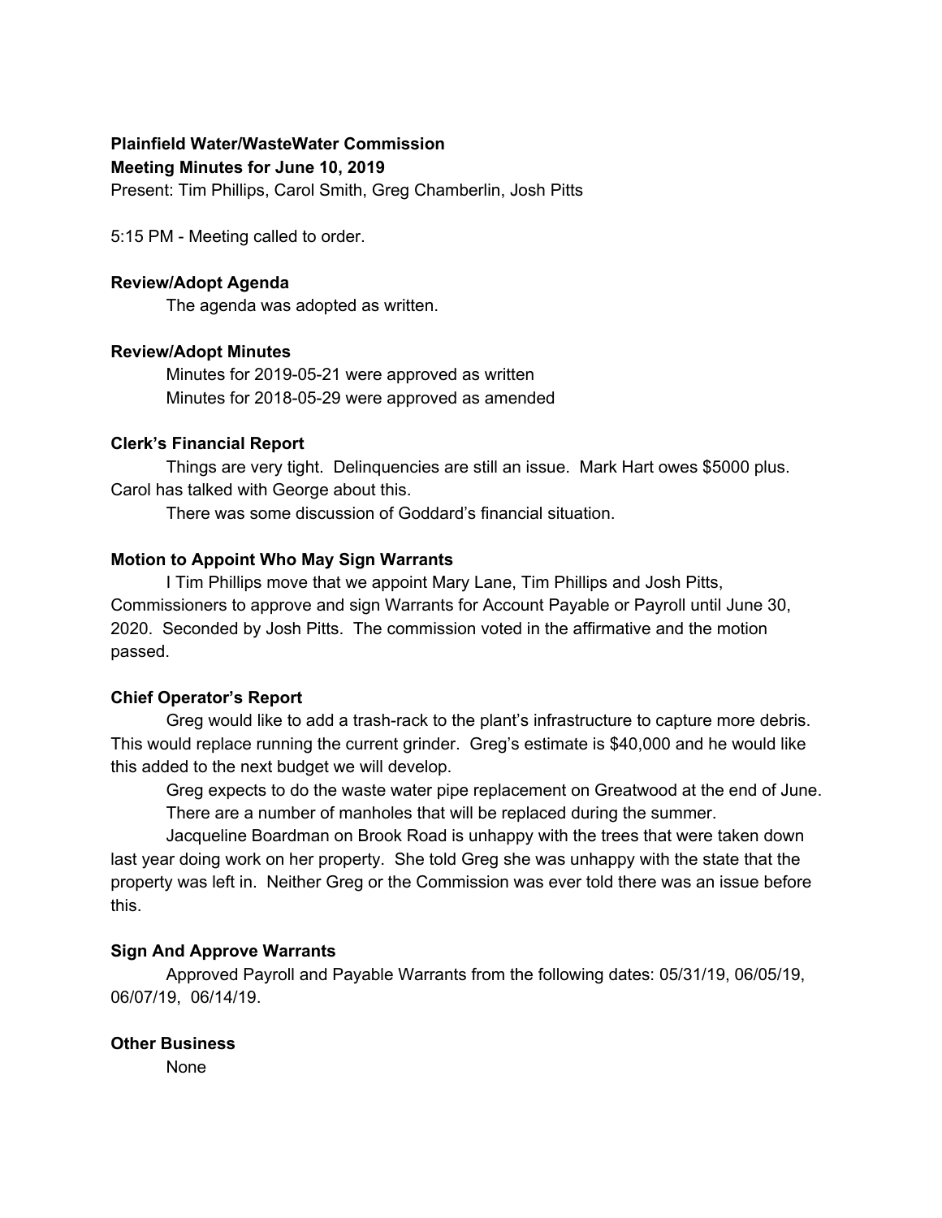**Plainfield Water/WasteWater Commission**

**Meeting Minutes for June 10, 2019**

Present: Tim Phillips, Carol Smith, Greg Chamberlin, Josh Pitts

5:15 PM - Meeting called to order.

**Review/Adopt Agenda**

The agenda was adopted as written.

**Review/Adopt Minutes**

Minutes for 2019-05-21 were approved as written

Minutes for 2018-05-29 were approved as amended

**Clerk's Financial Report**

Things are very tight. Delinquencies are still an issue. Mark Hart owes $5000 plus. Carol has talked with George about this.

There was some discussion of Goddard's financial situation.

**Motion to Appoint Who May Sign Warrants**

I Tim Phillips move that we appoint Mary Lane, Tim Phillips and Josh Pitts, Commissioners to approve and sign Warrants for Account Payable or Payroll until June 30, 2020. Seconded by Josh Pitts. The commission voted in the affirmative and the motion passed.

**Chief Operator's Report**

Greg would like to add a trash-rack to the plant's infrastructure to capture more debris. This would replace running the current grinder. Greg's estimate is $40,000 and he would like this added to the next budget we will develop.

Greg expects to do the waste water pipe replacement on Greatwood at the end of June.

There are a number of manholes that will be replaced during the summer.

Jacqueline Boardman on Brook Road is unhappy with the trees that were taken down last year doing work on her property. She told Greg she was unhappy with the state that the property was left in. Neither Greg or the Commission was ever told there was an issue before this.

**Sign And Approve Warrants**

Approved Payroll and Payable Warrants from the following dates: 05/31/19, 06/05/19, 06/07/19, 06/14/19.

**Other Business**

None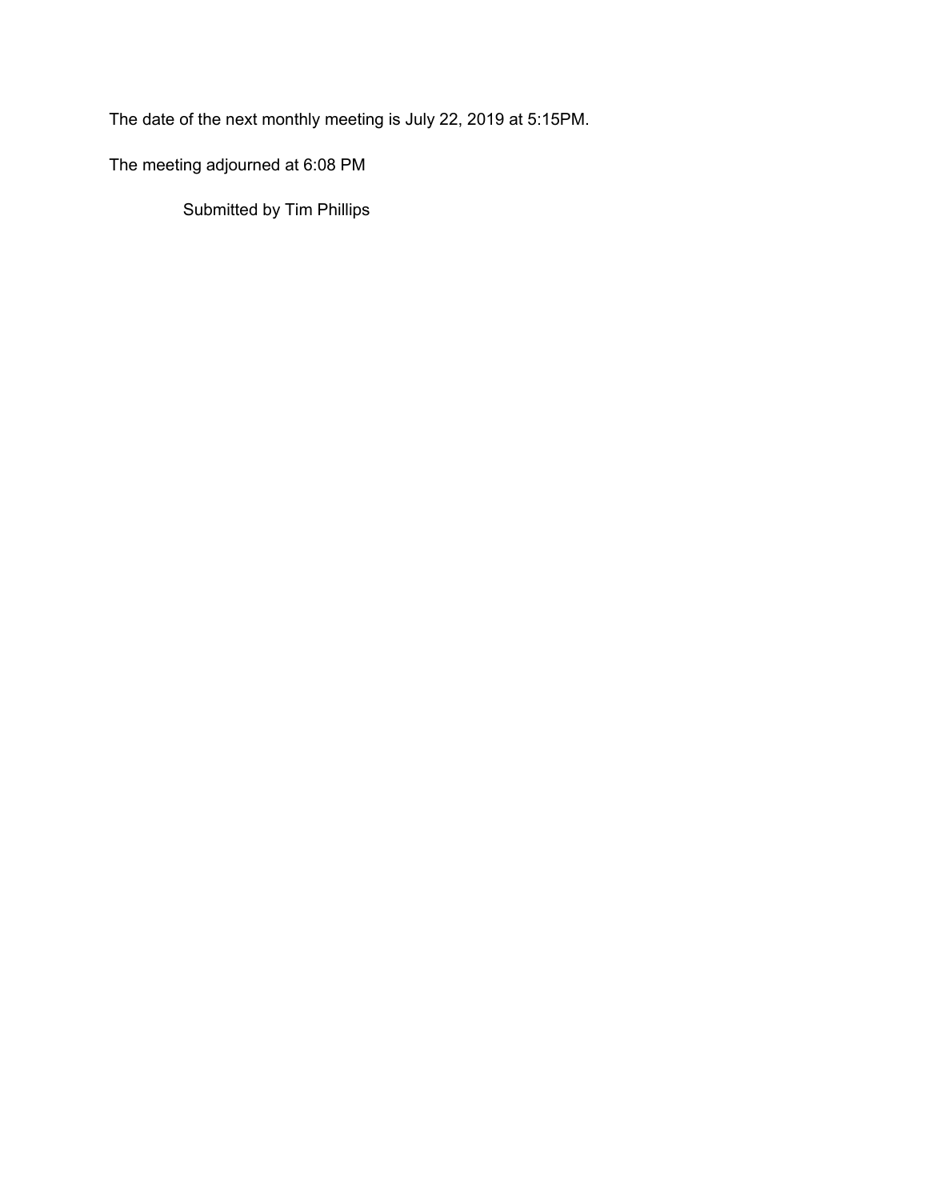The date of the next monthly meeting is July 22, 2019 at 5:15PM.

The meeting adjourned at 6:08 PM

Submitted by Tim Phillips